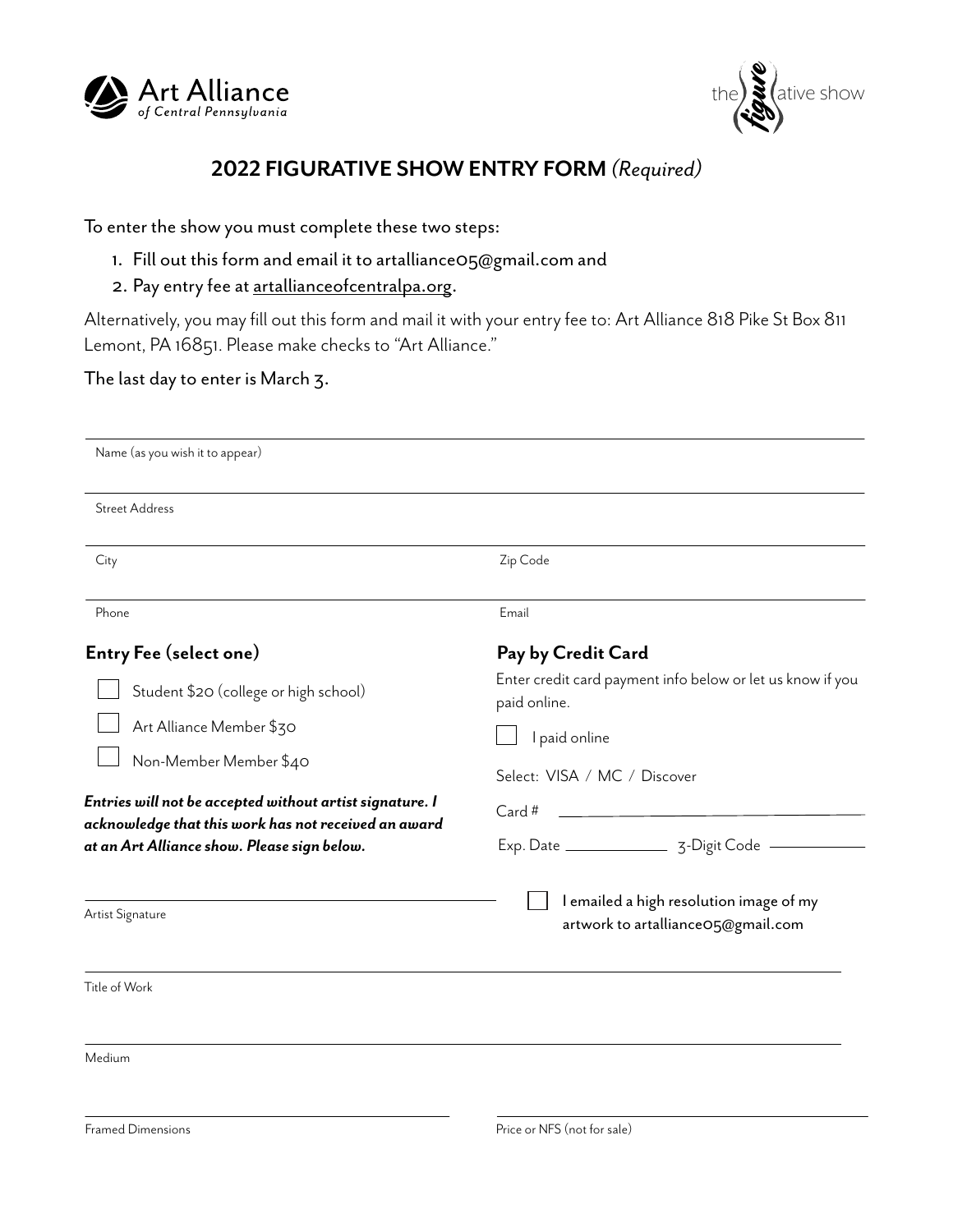Art Alliance of Central Pennsylvania

the figurative show

# 2022 FIGURATIVE SHOW ENTRY FORM *(Required)*

To enter the show you must complete these two steps:

1. Fill out this form and email it to artalliance05@gmail.com and
2. Pay entry fee at artallianceofcentralpa.org.

Alternatively, you may fill out this form and mail it with your entry fee to: Art Alliance 818 Pike St Box 811 Lemont, PA 16851. Please make checks to "Art Alliance."

The last day to enter is March 3.

Name (as you wish it to appear) \_\_\_\_\_\_\_\_\_\_\_\_\_\_\_\_\_\_\_\_

Street Address \_\_\_\_\_\_\_\_\_\_\_\_\_\_\_\_\_\_\_\_

City \_\_\_\_\_\_\_\_\_\_\_\_\_\_\_\_\_\_\_\_ Zip Code \_\_\_\_\_\_\_\_\_\_\_\_\_\_\_\_\_\_\_\_

Phone \_\_\_\_\_\_\_\_\_\_\_\_\_\_\_\_\_\_\_\_ Email \_\_\_\_\_\_\_\_\_\_\_\_\_\_\_\_\_\_\_\_

## Entry Fee (select one)

- ☐ Student $20 (college or high school)
- ☐ Art Alliance Member $30
- ☐ Non-Member Member $40

***Entries will not be accepted without artist signature. I acknowledge that this work has not received an award at an Art Alliance show. Please sign below.***

Artist Signature \_\_\_\_\_\_\_\_\_\_\_\_\_\_\_\_\_\_\_\_

## Pay by Credit Card

Enter credit card payment info below or let us know if you paid online.

☐ I paid online

Select: VISA / MC / Discover

Card # \_\_\_\_\_\_\_\_\_\_\_\_\_\_\_\_\_\_\_\_

Exp. Date \_\_\_\_\_\_\_\_\_\_ 3-Digit Code \_\_\_\_\_\_\_\_\_\_

☐ I emailed a high resolution image of my artwork to artalliance05@gmail.com

Title of Work \_\_\_\_\_\_\_\_\_\_\_\_\_\_\_\_\_\_\_\_

Medium \_\_\_\_\_\_\_\_\_\_\_\_\_\_\_\_\_\_\_\_

Framed Dimensions \_\_\_\_\_\_\_\_\_\_\_\_\_\_\_\_\_\_\_\_ Price or NFS (not for sale) \_\_\_\_\_\_\_\_\_\_\_\_\_\_\_\_\_\_\_\_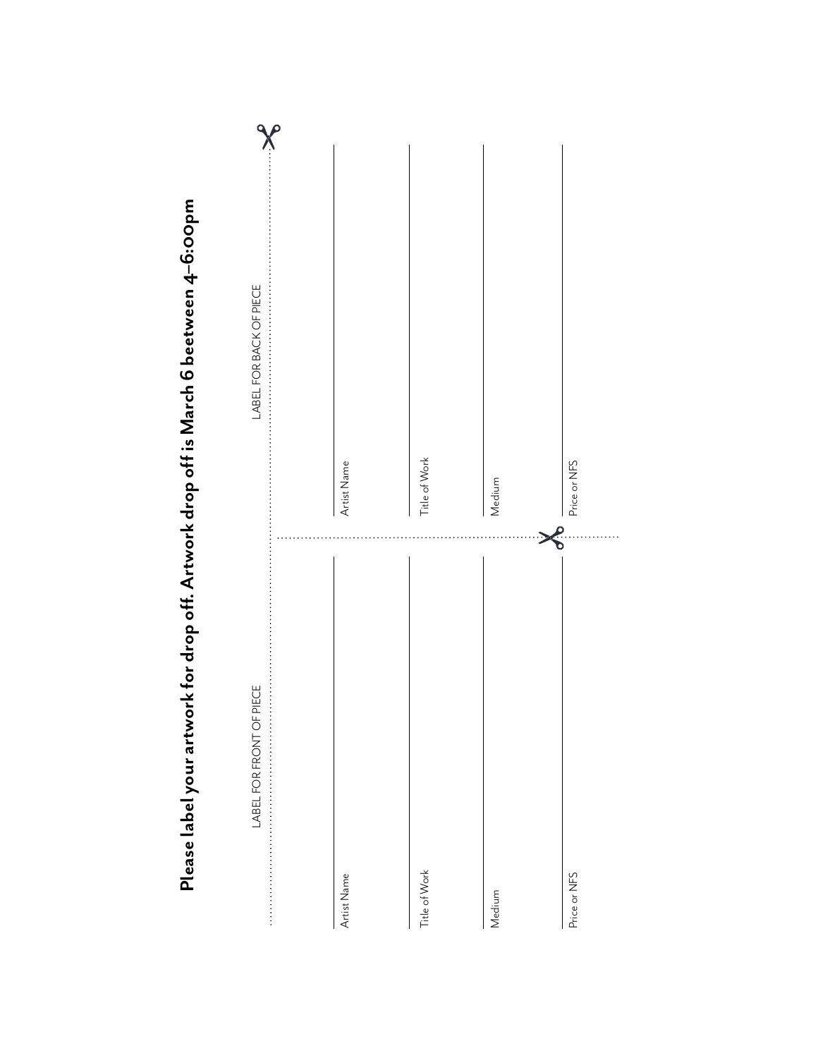**Please label your artwork for drop off. Artwork drop off is March 6 beetween 4–6:00pm**

LABEL FOR FRONT OF PIECE

Artist Name

Title of Work

Medium

Price or NFS

LABEL FOR BACK OF PIECE

Artist Name

Title of Work

Medium

Price or NFS